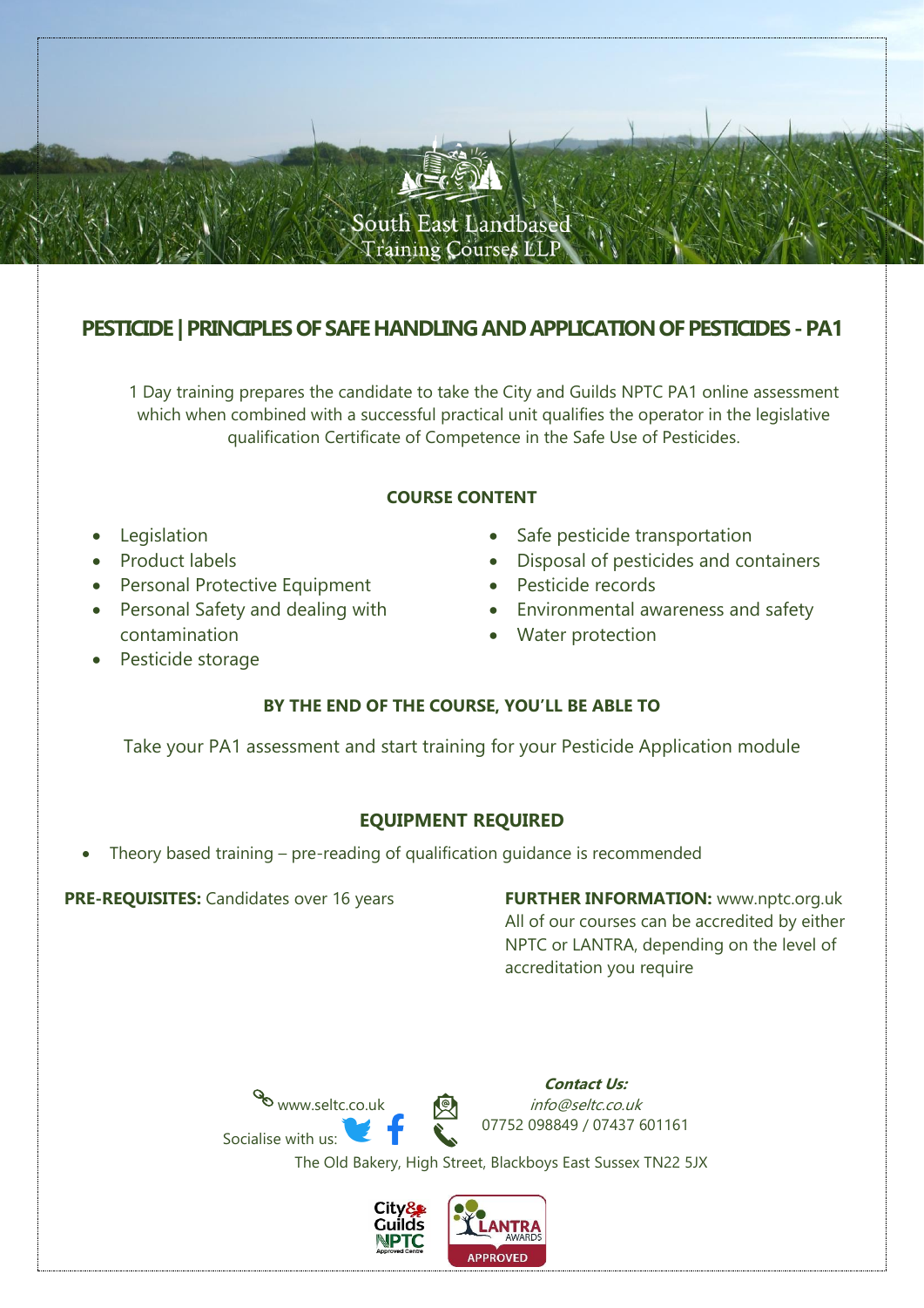South East Landbased Training Courses LLP

# PESTICIDE | PRINCIPLES OF SAFE HANDLING AND APPLICATION OF PESTICIDES - PA1

1 Day training prepares the candidate to take the City and Guilds NPTC PA1 online assessment which when combined with a successful practical unit qualifies the operator in the legislative qualification Certificate of Competence in the Safe Use of Pesticides.

## COURSE CONTENT

- Legislation
- Product labels
- Personal Protective Equipment
- Personal Safety and dealing with contamination
- Pesticide storage
- Safe pesticide transportation
- Disposal of pesticides and containers
- Pesticide records
- Environmental awareness and safety
- Water protection

## BY THE END OF THE COURSE, YOU'LL BE ABLE TO

Take your PA1 assessment and start training for your Pesticide Application module

## EQUIPMENT REQUIRED

- Theory based training – pre-reading of qualification guidance is recommended

**PRE-REQUISITES:** Candidates over 16 years

**FURTHER INFORMATION:** www.nptc.org.uk
All of our courses can be accredited by either NPTC or LANTRA, depending on the level of accreditation you require

www.seltc.co.uk

Socialise with us:

***Contact Us:***
*info@seltc.co.uk*
07752 098849 / 07437 601161

The Old Bakery, High Street, Blackboys East Sussex TN22 5JX

City & Guilds NPTC Approved Centre

LANTRA AWARDS APPROVED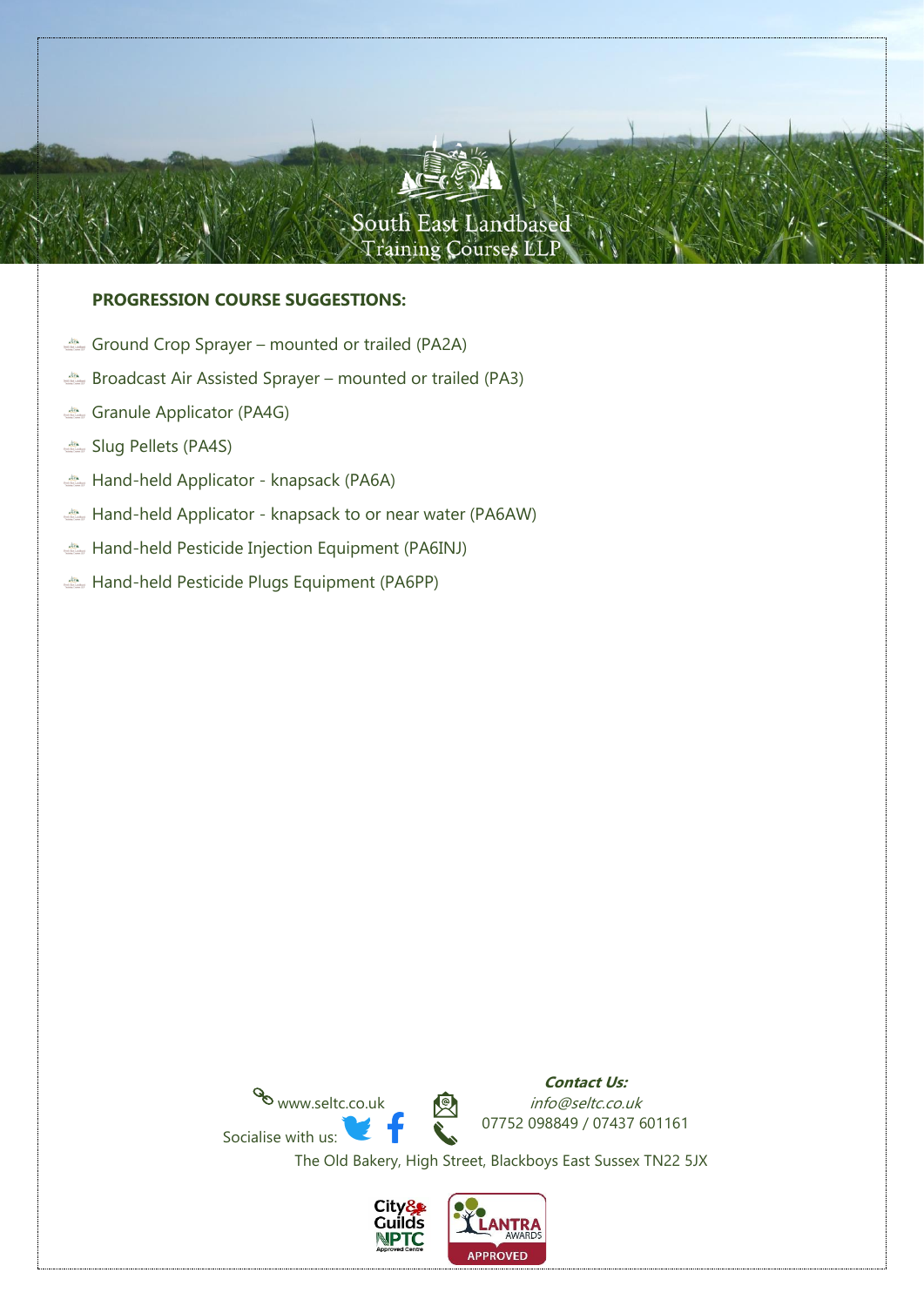South East Landbased Training Courses LLP

**PROGRESSION COURSE SUGGESTIONS:**

- Ground Crop Sprayer – mounted or trailed (PA2A)
- Broadcast Air Assisted Sprayer – mounted or trailed (PA3)
- Granule Applicator (PA4G)
- Slug Pellets (PA4S)
- Hand-held Applicator - knapsack (PA6A)
- Hand-held Applicator - knapsack to or near water (PA6AW)
- Hand-held Pesticide Injection Equipment (PA6INJ)
- Hand-held Pesticide Plugs Equipment (PA6PP)

www.seltc.co.uk

Socialise with us:

***Contact Us:***

*info@seltc.co.uk*

07752 098849 / 07437 601161

The Old Bakery, High Street, Blackboys East Sussex TN22 5JX